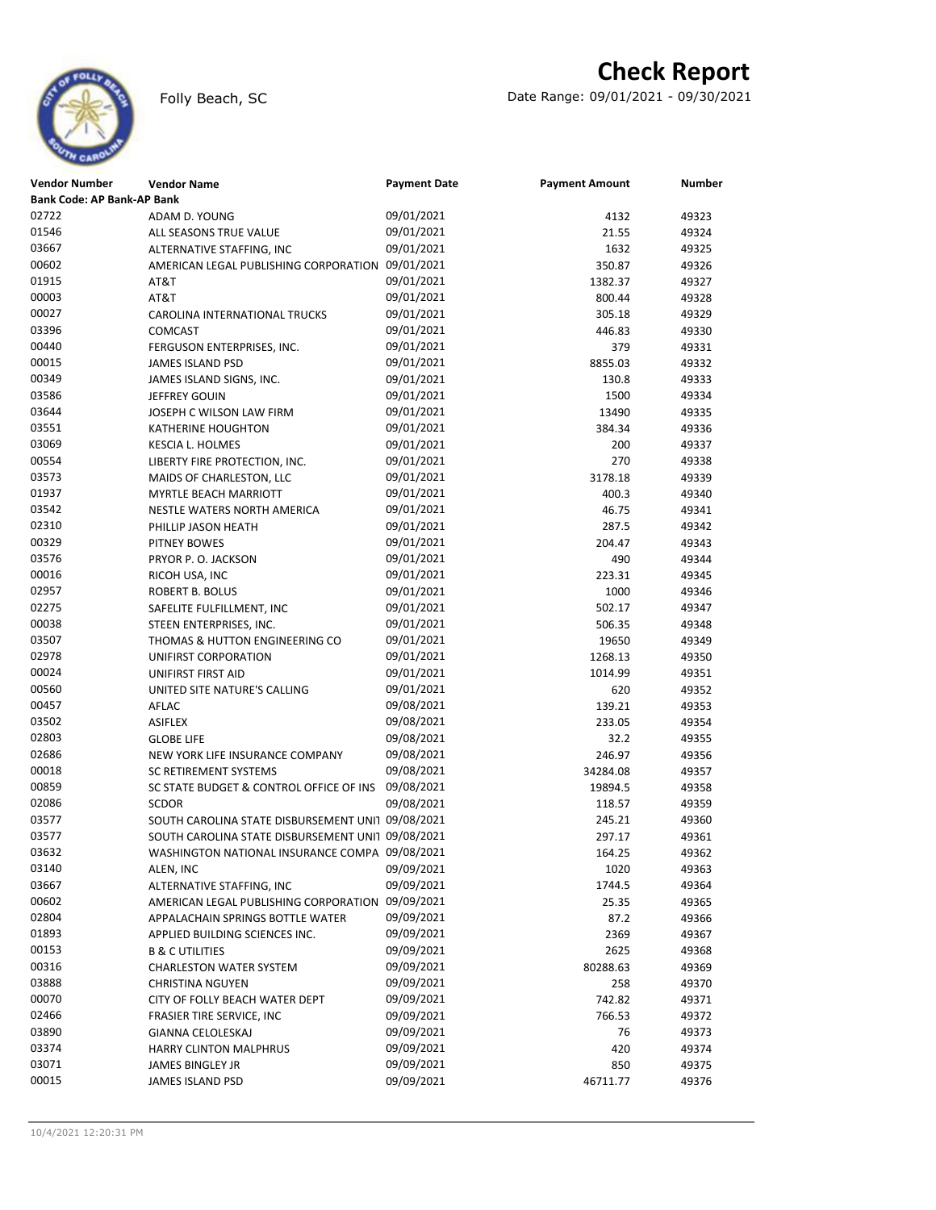# Check Report

Folly Beach, SC

Date Range: 09/01/2021 - 09/30/2021

| Vendor Number | Vendor Name | Payment Date | Payment Amount | Number |
|---|---|---|---|---|
| **Bank Code: AP Bank-AP Bank** | | | | |
| 02722 | ADAM D. YOUNG | 09/01/2021 | 4132 | 49323 |
| 01546 | ALL SEASONS TRUE VALUE | 09/01/2021 | 21.55 | 49324 |
| 03667 | ALTERNATIVE STAFFING, INC | 09/01/2021 | 1632 | 49325 |
| 00602 | AMERICAN LEGAL PUBLISHING CORPORATION | 09/01/2021 | 350.87 | 49326 |
| 01915 | AT&T | 09/01/2021 | 1382.37 | 49327 |
| 00003 | AT&T | 09/01/2021 | 800.44 | 49328 |
| 00027 | CAROLINA INTERNATIONAL TRUCKS | 09/01/2021 | 305.18 | 49329 |
| 03396 | COMCAST | 09/01/2021 | 446.83 | 49330 |
| 00440 | FERGUSON ENTERPRISES, INC. | 09/01/2021 | 379 | 49331 |
| 00015 | JAMES ISLAND PSD | 09/01/2021 | 8855.03 | 49332 |
| 00349 | JAMES ISLAND SIGNS, INC. | 09/01/2021 | 130.8 | 49333 |
| 03586 | JEFFREY GOUIN | 09/01/2021 | 1500 | 49334 |
| 03644 | JOSEPH C WILSON LAW FIRM | 09/01/2021 | 13490 | 49335 |
| 03551 | KATHERINE HOUGHTON | 09/01/2021 | 384.34 | 49336 |
| 03069 | KESCIA L. HOLMES | 09/01/2021 | 200 | 49337 |
| 00554 | LIBERTY FIRE PROTECTION, INC. | 09/01/2021 | 270 | 49338 |
| 03573 | MAIDS OF CHARLESTON, LLC | 09/01/2021 | 3178.18 | 49339 |
| 01937 | MYRTLE BEACH MARRIOTT | 09/01/2021 | 400.3 | 49340 |
| 03542 | NESTLE WATERS NORTH AMERICA | 09/01/2021 | 46.75 | 49341 |
| 02310 | PHILLIP JASON HEATH | 09/01/2021 | 287.5 | 49342 |
| 00329 | PITNEY BOWES | 09/01/2021 | 204.47 | 49343 |
| 03576 | PRYOR P. O. JACKSON | 09/01/2021 | 490 | 49344 |
| 00016 | RICOH USA, INC | 09/01/2021 | 223.31 | 49345 |
| 02957 | ROBERT B. BOLUS | 09/01/2021 | 1000 | 49346 |
| 02275 | SAFELITE FULFILLMENT, INC | 09/01/2021 | 502.17 | 49347 |
| 00038 | STEEN ENTERPRISES, INC. | 09/01/2021 | 506.35 | 49348 |
| 03507 | THOMAS & HUTTON ENGINEERING CO | 09/01/2021 | 19650 | 49349 |
| 02978 | UNIFIRST CORPORATION | 09/01/2021 | 1268.13 | 49350 |
| 00024 | UNIFIRST FIRST AID | 09/01/2021 | 1014.99 | 49351 |
| 00560 | UNITED SITE NATURE'S CALLING | 09/01/2021 | 620 | 49352 |
| 00457 | AFLAC | 09/08/2021 | 139.21 | 49353 |
| 03502 | ASIFLEX | 09/08/2021 | 233.05 | 49354 |
| 02803 | GLOBE LIFE | 09/08/2021 | 32.2 | 49355 |
| 02686 | NEW YORK LIFE INSURANCE COMPANY | 09/08/2021 | 246.97 | 49356 |
| 00018 | SC RETIREMENT SYSTEMS | 09/08/2021 | 34284.08 | 49357 |
| 00859 | SC STATE BUDGET & CONTROL OFFICE OF INS | 09/08/2021 | 19894.5 | 49358 |
| 02086 | SCDOR | 09/08/2021 | 118.57 | 49359 |
| 03577 | SOUTH CAROLINA STATE DISBURSEMENT UNIT | 09/08/2021 | 245.21 | 49360 |
| 03577 | SOUTH CAROLINA STATE DISBURSEMENT UNIT | 09/08/2021 | 297.17 | 49361 |
| 03632 | WASHINGTON NATIONAL INSURANCE COMPA | 09/08/2021 | 164.25 | 49362 |
| 03140 | ALEN, INC | 09/09/2021 | 1020 | 49363 |
| 03667 | ALTERNATIVE STAFFING, INC | 09/09/2021 | 1744.5 | 49364 |
| 00602 | AMERICAN LEGAL PUBLISHING CORPORATION | 09/09/2021 | 25.35 | 49365 |
| 02804 | APPALACHAIN SPRINGS BOTTLE WATER | 09/09/2021 | 87.2 | 49366 |
| 01893 | APPLIED BUILDING SCIENCES INC. | 09/09/2021 | 2369 | 49367 |
| 00153 | B & C UTILITIES | 09/09/2021 | 2625 | 49368 |
| 00316 | CHARLESTON WATER SYSTEM | 09/09/2021 | 80288.63 | 49369 |
| 03888 | CHRISTINA NGUYEN | 09/09/2021 | 258 | 49370 |
| 00070 | CITY OF FOLLY BEACH WATER DEPT | 09/09/2021 | 742.82 | 49371 |
| 02466 | FRASIER TIRE SERVICE, INC | 09/09/2021 | 766.53 | 49372 |
| 03890 | GIANNA CELOLESKAJ | 09/09/2021 | 76 | 49373 |
| 03374 | HARRY CLINTON MALPHRUS | 09/09/2021 | 420 | 49374 |
| 03071 | JAMES BINGLEY JR | 09/09/2021 | 850 | 49375 |
| 00015 | JAMES ISLAND PSD | 09/09/2021 | 46711.77 | 49376 |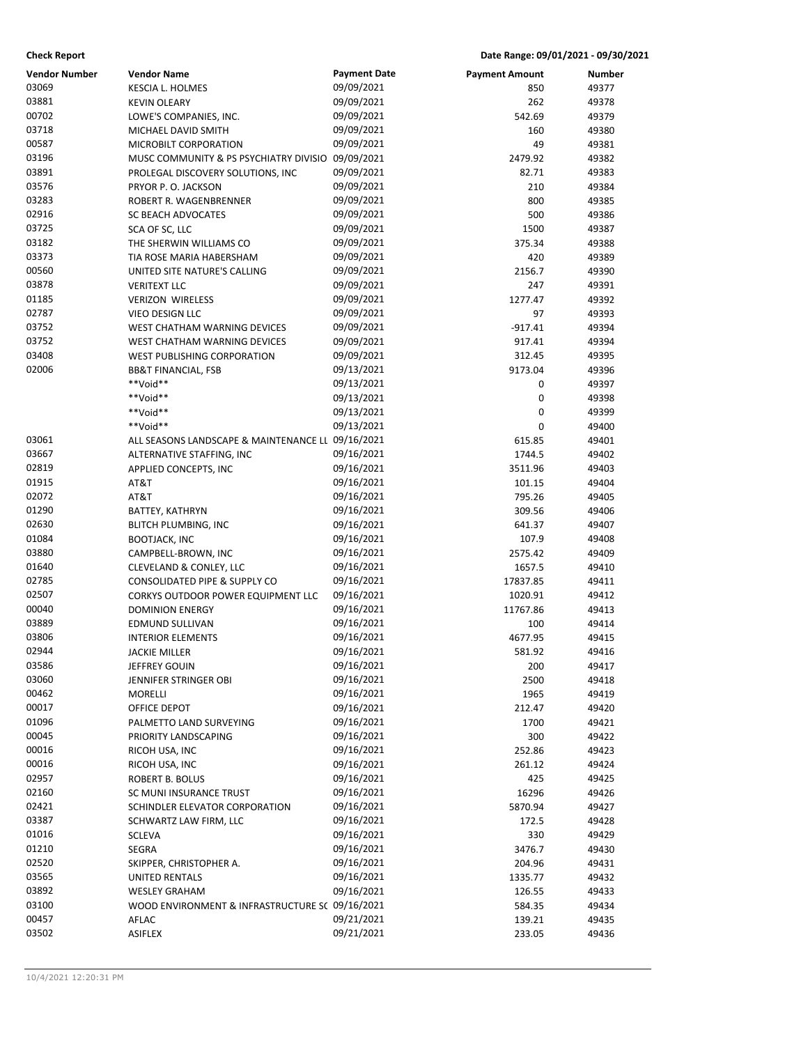**Check Report** **Date Range: 09/01/2021 - 09/30/2021**

| Vendor Number | Vendor Name | Payment Date | Payment Amount | Number |
|---|---|---|---|---|
| 03069 | KESCIA L. HOLMES | 09/09/2021 | 850 | 49377 |
| 03881 | KEVIN OLEARY | 09/09/2021 | 262 | 49378 |
| 00702 | LOWE'S COMPANIES, INC. | 09/09/2021 | 542.69 | 49379 |
| 03718 | MICHAEL DAVID SMITH | 09/09/2021 | 160 | 49380 |
| 00587 | MICROBILT CORPORATION | 09/09/2021 | 49 | 49381 |
| 03196 | MUSC COMMUNITY & PS PSYCHIATRY DIVISIO | 09/09/2021 | 2479.92 | 49382 |
| 03891 | PROLEGAL DISCOVERY SOLUTIONS, INC | 09/09/2021 | 82.71 | 49383 |
| 03576 | PRYOR P. O. JACKSON | 09/09/2021 | 210 | 49384 |
| 03283 | ROBERT R. WAGENBRENNER | 09/09/2021 | 800 | 49385 |
| 02916 | SC BEACH ADVOCATES | 09/09/2021 | 500 | 49386 |
| 03725 | SCA OF SC, LLC | 09/09/2021 | 1500 | 49387 |
| 03182 | THE SHERWIN WILLIAMS CO | 09/09/2021 | 375.34 | 49388 |
| 03373 | TIA ROSE MARIA HABERSHAM | 09/09/2021 | 420 | 49389 |
| 00560 | UNITED SITE NATURE'S CALLING | 09/09/2021 | 2156.7 | 49390 |
| 03878 | VERITEXT LLC | 09/09/2021 | 247 | 49391 |
| 01185 | VERIZON WIRELESS | 09/09/2021 | 1277.47 | 49392 |
| 02787 | VIEO DESIGN LLC | 09/09/2021 | 97 | 49393 |
| 03752 | WEST CHATHAM WARNING DEVICES | 09/09/2021 | -917.41 | 49394 |
| 03752 | WEST CHATHAM WARNING DEVICES | 09/09/2021 | 917.41 | 49394 |
| 03408 | WEST PUBLISHING CORPORATION | 09/09/2021 | 312.45 | 49395 |
| 02006 | BB&T FINANCIAL, FSB | 09/13/2021 | 9173.04 | 49396 |
| | **Void** | 09/13/2021 | 0 | 49397 |
| | **Void** | 09/13/2021 | 0 | 49398 |
| | **Void** | 09/13/2021 | 0 | 49399 |
| | **Void** | 09/13/2021 | 0 | 49400 |
| 03061 | ALL SEASONS LANDSCAPE & MAINTENANCE LL | 09/16/2021 | 615.85 | 49401 |
| 03667 | ALTERNATIVE STAFFING, INC | 09/16/2021 | 1744.5 | 49402 |
| 02819 | APPLIED CONCEPTS, INC | 09/16/2021 | 3511.96 | 49403 |
| 01915 | AT&T | 09/16/2021 | 101.15 | 49404 |
| 02072 | AT&T | 09/16/2021 | 795.26 | 49405 |
| 01290 | BATTEY, KATHRYN | 09/16/2021 | 309.56 | 49406 |
| 02630 | BLITCH PLUMBING, INC | 09/16/2021 | 641.37 | 49407 |
| 01084 | BOOTJACK, INC | 09/16/2021 | 107.9 | 49408 |
| 03880 | CAMPBELL-BROWN, INC | 09/16/2021 | 2575.42 | 49409 |
| 01640 | CLEVELAND & CONLEY, LLC | 09/16/2021 | 1657.5 | 49410 |
| 02785 | CONSOLIDATED PIPE & SUPPLY CO | 09/16/2021 | 17837.85 | 49411 |
| 02507 | CORKYS OUTDOOR POWER EQUIPMENT LLC | 09/16/2021 | 1020.91 | 49412 |
| 00040 | DOMINION ENERGY | 09/16/2021 | 11767.86 | 49413 |
| 03889 | EDMUND SULLIVAN | 09/16/2021 | 100 | 49414 |
| 03806 | INTERIOR ELEMENTS | 09/16/2021 | 4677.95 | 49415 |
| 02944 | JACKIE MILLER | 09/16/2021 | 581.92 | 49416 |
| 03586 | JEFFREY GOUIN | 09/16/2021 | 200 | 49417 |
| 03060 | JENNIFER STRINGER OBI | 09/16/2021 | 2500 | 49418 |
| 00462 | MORELLI | 09/16/2021 | 1965 | 49419 |
| 00017 | OFFICE DEPOT | 09/16/2021 | 212.47 | 49420 |
| 01096 | PALMETTO LAND SURVEYING | 09/16/2021 | 1700 | 49421 |
| 00045 | PRIORITY LANDSCAPING | 09/16/2021 | 300 | 49422 |
| 00016 | RICOH USA, INC | 09/16/2021 | 252.86 | 49423 |
| 00016 | RICOH USA, INC | 09/16/2021 | 261.12 | 49424 |
| 02957 | ROBERT B. BOLUS | 09/16/2021 | 425 | 49425 |
| 02160 | SC MUNI INSURANCE TRUST | 09/16/2021 | 16296 | 49426 |
| 02421 | SCHINDLER ELEVATOR CORPORATION | 09/16/2021 | 5870.94 | 49427 |
| 03387 | SCHWARTZ LAW FIRM, LLC | 09/16/2021 | 172.5 | 49428 |
| 01016 | SCLEVA | 09/16/2021 | 330 | 49429 |
| 01210 | SEGRA | 09/16/2021 | 3476.7 | 49430 |
| 02520 | SKIPPER, CHRISTOPHER A. | 09/16/2021 | 204.96 | 49431 |
| 03565 | UNITED RENTALS | 09/16/2021 | 1335.77 | 49432 |
| 03892 | WESLEY GRAHAM | 09/16/2021 | 126.55 | 49433 |
| 03100 | WOOD ENVIRONMENT & INFRASTRUCTURE SC | 09/16/2021 | 584.35 | 49434 |
| 00457 | AFLAC | 09/21/2021 | 139.21 | 49435 |
| 03502 | ASIFLEX | 09/21/2021 | 233.05 | 49436 |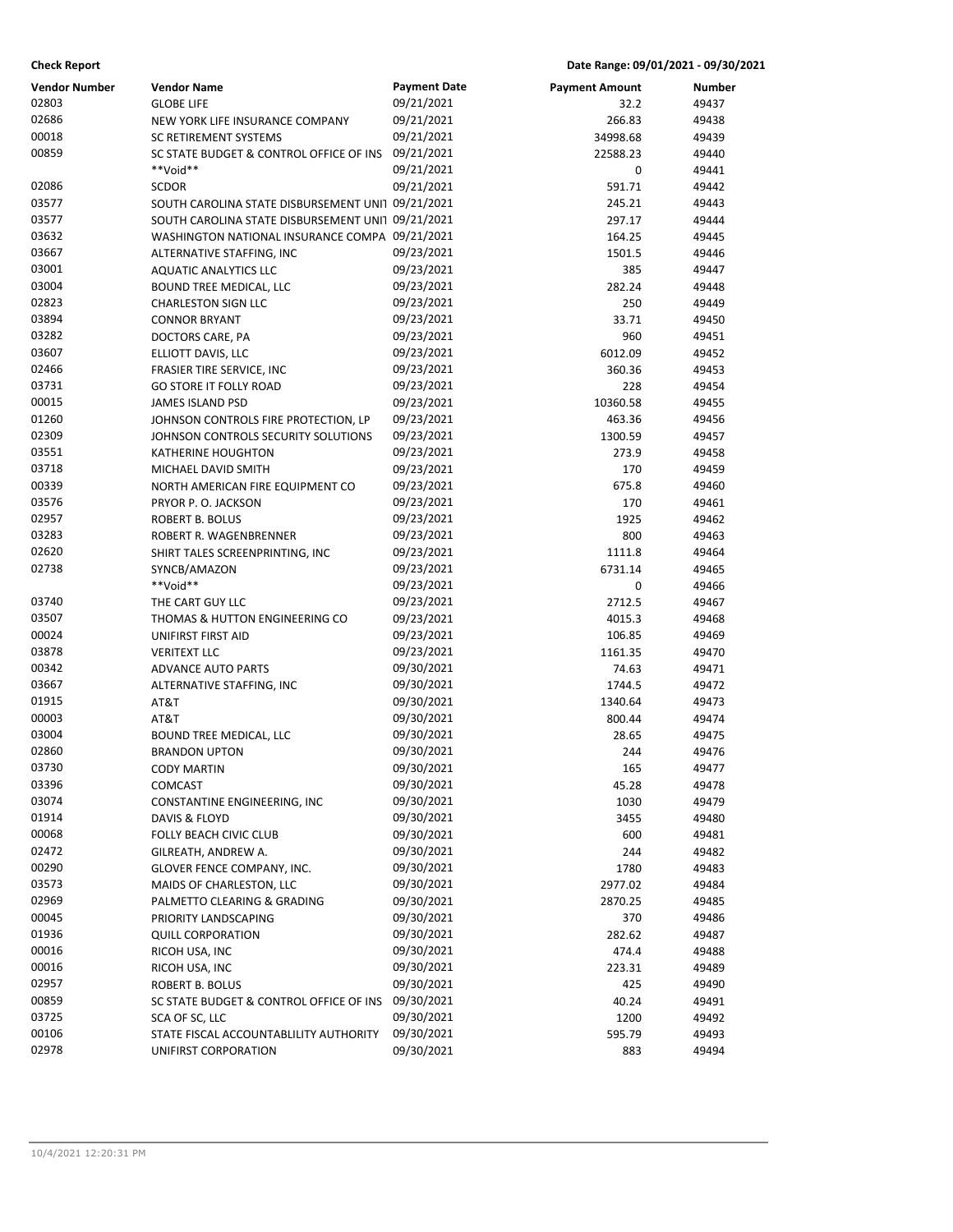**Check Report** | **Date Range: 09/01/2021 - 09/30/2021**

| Vendor Number | Vendor Name | Payment Date | Payment Amount | Number |
|---|---|---|---|---|
| 02803 | GLOBE LIFE | 09/21/2021 | 32.2 | 49437 |
| 02686 | NEW YORK LIFE INSURANCE COMPANY | 09/21/2021 | 266.83 | 49438 |
| 00018 | SC RETIREMENT SYSTEMS | 09/21/2021 | 34998.68 | 49439 |
| 00859 | SC STATE BUDGET & CONTROL OFFICE OF INS | 09/21/2021 | 22588.23 | 49440 |
| | **Void** | 09/21/2021 | 0 | 49441 |
| 02086 | SCDOR | 09/21/2021 | 591.71 | 49442 |
| 03577 | SOUTH CAROLINA STATE DISBURSEMENT UNIT | 09/21/2021 | 245.21 | 49443 |
| 03577 | SOUTH CAROLINA STATE DISBURSEMENT UNIT | 09/21/2021 | 297.17 | 49444 |
| 03632 | WASHINGTON NATIONAL INSURANCE COMPA | 09/21/2021 | 164.25 | 49445 |
| 03667 | ALTERNATIVE STAFFING, INC | 09/23/2021 | 1501.5 | 49446 |
| 03001 | AQUATIC ANALYTICS LLC | 09/23/2021 | 385 | 49447 |
| 03004 | BOUND TREE MEDICAL, LLC | 09/23/2021 | 282.24 | 49448 |
| 02823 | CHARLESTON SIGN LLC | 09/23/2021 | 250 | 49449 |
| 03894 | CONNOR BRYANT | 09/23/2021 | 33.71 | 49450 |
| 03282 | DOCTORS CARE, PA | 09/23/2021 | 960 | 49451 |
| 03607 | ELLIOTT DAVIS, LLC | 09/23/2021 | 6012.09 | 49452 |
| 02466 | FRASIER TIRE SERVICE, INC | 09/23/2021 | 360.36 | 49453 |
| 03731 | GO STORE IT FOLLY ROAD | 09/23/2021 | 228 | 49454 |
| 00015 | JAMES ISLAND PSD | 09/23/2021 | 10360.58 | 49455 |
| 01260 | JOHNSON CONTROLS FIRE PROTECTION, LP | 09/23/2021 | 463.36 | 49456 |
| 02309 | JOHNSON CONTROLS SECURITY SOLUTIONS | 09/23/2021 | 1300.59 | 49457 |
| 03551 | KATHERINE HOUGHTON | 09/23/2021 | 273.9 | 49458 |
| 03718 | MICHAEL DAVID SMITH | 09/23/2021 | 170 | 49459 |
| 00339 | NORTH AMERICAN FIRE EQUIPMENT CO | 09/23/2021 | 675.8 | 49460 |
| 03576 | PRYOR P. O. JACKSON | 09/23/2021 | 170 | 49461 |
| 02957 | ROBERT B. BOLUS | 09/23/2021 | 1925 | 49462 |
| 03283 | ROBERT R. WAGENBRENNER | 09/23/2021 | 800 | 49463 |
| 02620 | SHIRT TALES SCREENPRINTING, INC | 09/23/2021 | 1111.8 | 49464 |
| 02738 | SYNCB/AMAZON | 09/23/2021 | 6731.14 | 49465 |
| | **Void** | 09/23/2021 | 0 | 49466 |
| 03740 | THE CART GUY LLC | 09/23/2021 | 2712.5 | 49467 |
| 03507 | THOMAS & HUTTON ENGINEERING CO | 09/23/2021 | 4015.3 | 49468 |
| 00024 | UNIFIRST FIRST AID | 09/23/2021 | 106.85 | 49469 |
| 03878 | VERITEXT LLC | 09/23/2021 | 1161.35 | 49470 |
| 00342 | ADVANCE AUTO PARTS | 09/30/2021 | 74.63 | 49471 |
| 03667 | ALTERNATIVE STAFFING, INC | 09/30/2021 | 1744.5 | 49472 |
| 01915 | AT&T | 09/30/2021 | 1340.64 | 49473 |
| 00003 | AT&T | 09/30/2021 | 800.44 | 49474 |
| 03004 | BOUND TREE MEDICAL, LLC | 09/30/2021 | 28.65 | 49475 |
| 02860 | BRANDON UPTON | 09/30/2021 | 244 | 49476 |
| 03730 | CODY MARTIN | 09/30/2021 | 165 | 49477 |
| 03396 | COMCAST | 09/30/2021 | 45.28 | 49478 |
| 03074 | CONSTANTINE ENGINEERING, INC | 09/30/2021 | 1030 | 49479 |
| 01914 | DAVIS & FLOYD | 09/30/2021 | 3455 | 49480 |
| 00068 | FOLLY BEACH CIVIC CLUB | 09/30/2021 | 600 | 49481 |
| 02472 | GILREATH, ANDREW A. | 09/30/2021 | 244 | 49482 |
| 00290 | GLOVER FENCE COMPANY, INC. | 09/30/2021 | 1780 | 49483 |
| 03573 | MAIDS OF CHARLESTON, LLC | 09/30/2021 | 2977.02 | 49484 |
| 02969 | PALMETTO CLEARING & GRADING | 09/30/2021 | 2870.25 | 49485 |
| 00045 | PRIORITY LANDSCAPING | 09/30/2021 | 370 | 49486 |
| 01936 | QUILL CORPORATION | 09/30/2021 | 282.62 | 49487 |
| 00016 | RICOH USA, INC | 09/30/2021 | 474.4 | 49488 |
| 00016 | RICOH USA, INC | 09/30/2021 | 223.31 | 49489 |
| 02957 | ROBERT B. BOLUS | 09/30/2021 | 425 | 49490 |
| 00859 | SC STATE BUDGET & CONTROL OFFICE OF INS | 09/30/2021 | 40.24 | 49491 |
| 03725 | SCA OF SC, LLC | 09/30/2021 | 1200 | 49492 |
| 00106 | STATE FISCAL ACCOUNTABLILITY AUTHORITY | 09/30/2021 | 595.79 | 49493 |
| 02978 | UNIFIRST CORPORATION | 09/30/2021 | 883 | 49494 |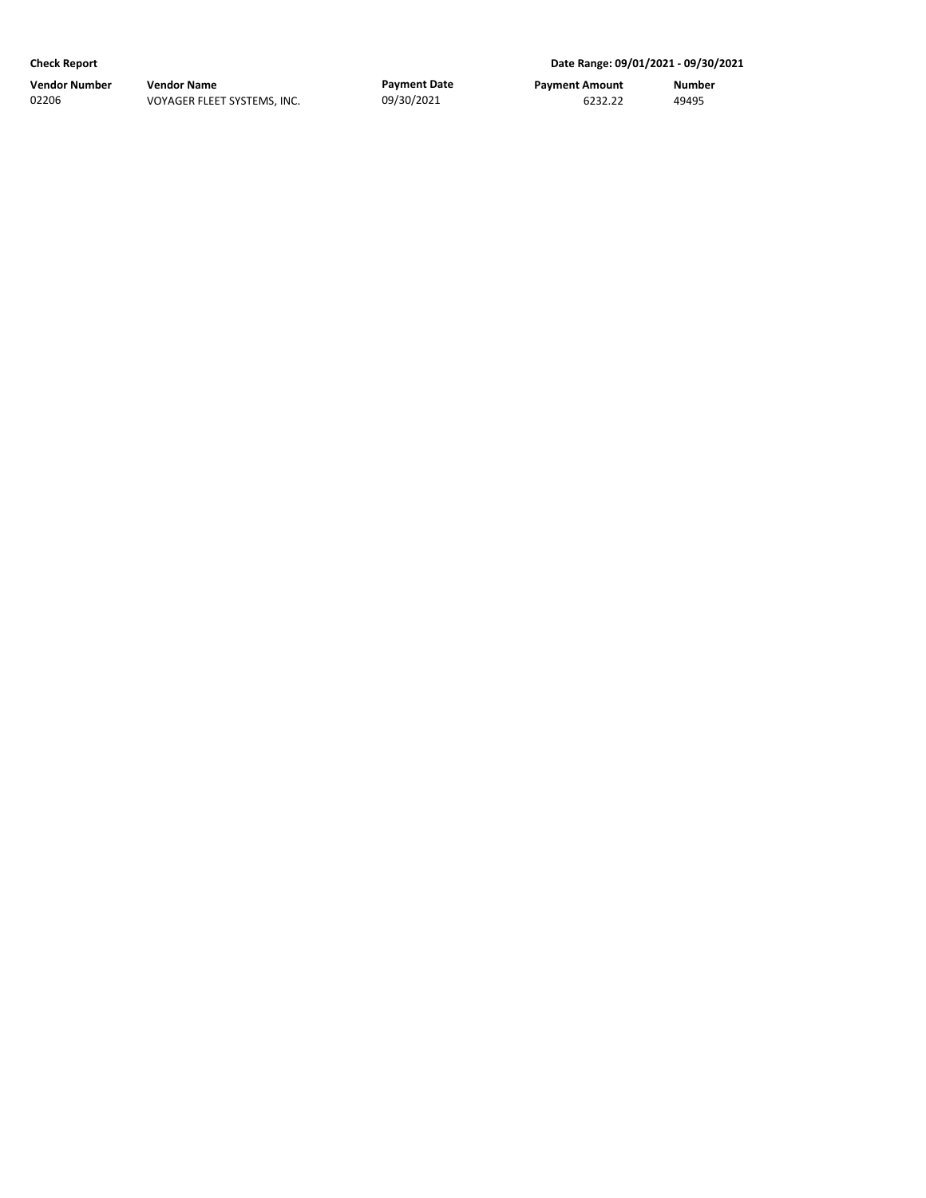**Check Report** **Date Range: 09/01/2021 - 09/30/2021**

| Vendor Number | Vendor Name | Payment Date | Payment Amount | Number |
| --- | --- | --- | --- | --- |
| 02206 | VOYAGER FLEET SYSTEMS, INC. | 09/30/2021 | 6232.22 | 49495 |